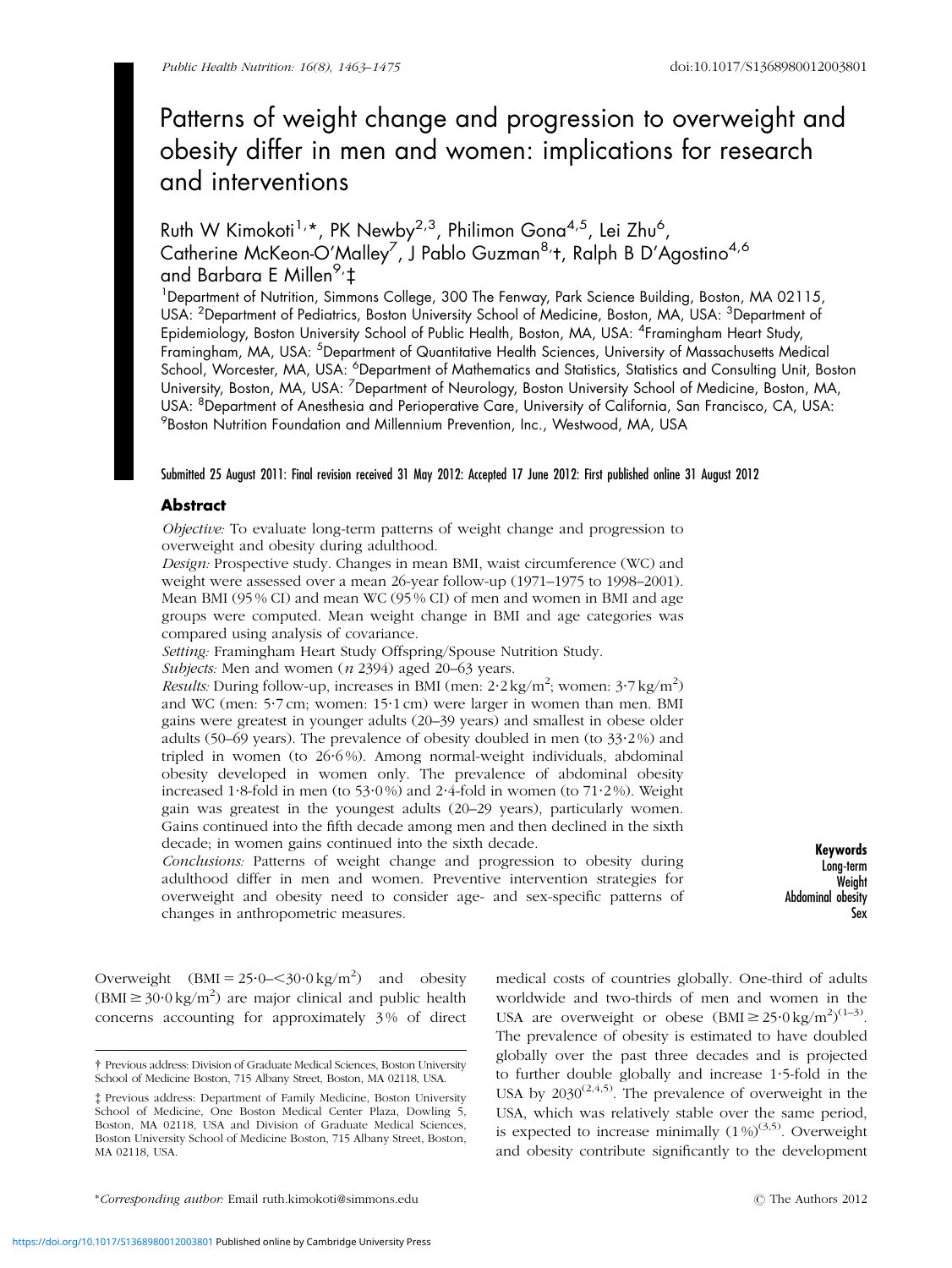# Patterns of weight change and progression to overweight and obesity differ in men and women: implications for research and interventions

Ruth W Kimokoti[1,*], PK Newby[2,3], Philimon Gona[4,5], Lei Zhu[6], Catherine McKeon-O'Malley[7], J Pablo Guzman[8,†], Ralph B D'Agostino[4,6] and Barbara E Millen[9,‡]

[1]Department of Nutrition, Simmons College, 300 The Fenway, Park Science Building, Boston, MA 02115, USA: [2]Department of Pediatrics, Boston University School of Medicine, Boston, MA, USA: [3]Department of Epidemiology, Boston University School of Public Health, Boston, MA, USA: [4]Framingham Heart Study, Framingham, MA, USA: [5]Department of Quantitative Health Sciences, University of Massachusetts Medical School, Worcester, MA, USA: [6]Department of Mathematics and Statistics, Statistics and Consulting Unit, Boston University, Boston, MA, USA: [7]Department of Neurology, Boston University School of Medicine, Boston, MA, USA: [8]Department of Anesthesia and Perioperative Care, University of California, San Francisco, CA, USA: [9]Boston Nutrition Foundation and Millennium Prevention, Inc., Westwood, MA, USA

**Submitted 25 August 2011: Final revision received 31 May 2012: Accepted 17 June 2012: First published online 31 August 2012**

## Abstract

*Objective:* To evaluate long-term patterns of weight change and progression to overweight and obesity during adulthood.

*Design:* Prospective study. Changes in mean BMI, waist circumference (WC) and weight were assessed over a mean 26-year follow-up (1971–1975 to 1998–2001). Mean BMI (95 % CI) and mean WC (95 % CI) of men and women in BMI and age groups were computed. Mean weight change in BMI and age categories was compared using analysis of covariance.

*Setting:* Framingham Heart Study Offspring/Spouse Nutrition Study.

*Subjects:* Men and women ($n$ 2394) aged 20–63 years.

*Results:* During follow-up, increases in BMI (men: 2·2 kg/m$^2$; women: 3·7 kg/m$^2$) and WC (men: 5·7 cm; women: 15·1 cm) were larger in women than men. BMI gains were greatest in younger adults (20–39 years) and smallest in obese older adults (50–69 years). The prevalence of obesity doubled in men (to 33·2 %) and tripled in women (to 26·6 %). Among normal-weight individuals, abdominal obesity developed in women only. The prevalence of abdominal obesity increased 1·8-fold in men (to 53·0 %) and 2·4-fold in women (to 71·2 %). Weight gain was greatest in the youngest adults (20–29 years), particularly women. Gains continued into the fifth decade among men and then declined in the sixth decade; in women gains continued into the sixth decade.

*Conclusions:* Patterns of weight change and progression to obesity during adulthood differ in men and women. Preventive intervention strategies for overweight and obesity need to consider age- and sex-specific patterns of changes in anthropometric measures.

**Keywords**
Long-term
Weight
Abdominal obesity
Sex

Overweight (BMI = 25·0–<30·0 kg/m$^2$) and obesity (BMI ≥ 30·0 kg/m$^2$) are major clinical and public health concerns accounting for approximately 3 % of direct medical costs of countries globally. One-third of adults worldwide and two-thirds of men and women in the USA are overweight or obese (BMI ≥ 25·0 kg/m$^2$)[1–3]. The prevalence of obesity is estimated to have doubled globally over the past three decades and is projected to further double globally and increase 1·5-fold in the USA by 2030[2,4,5]. The prevalence of overweight in the USA, which was relatively stable over the same period, is expected to increase minimally (1 %)[3,5]. Overweight and obesity contribute significantly to the development

† Previous address: Division of Graduate Medical Sciences, Boston University School of Medicine Boston, 715 Albany Street, Boston, MA 02118, USA.

‡ Previous address: Department of Family Medicine, Boston University School of Medicine, One Boston Medical Center Plaza, Dowling 5, Boston, MA 02118, USA and Division of Graduate Medical Sciences, Boston University School of Medicine Boston, 715 Albany Street, Boston, MA 02118, USA.

*Corresponding author: Email ruth.kimokoti@simmons.edu

© The Authors 2012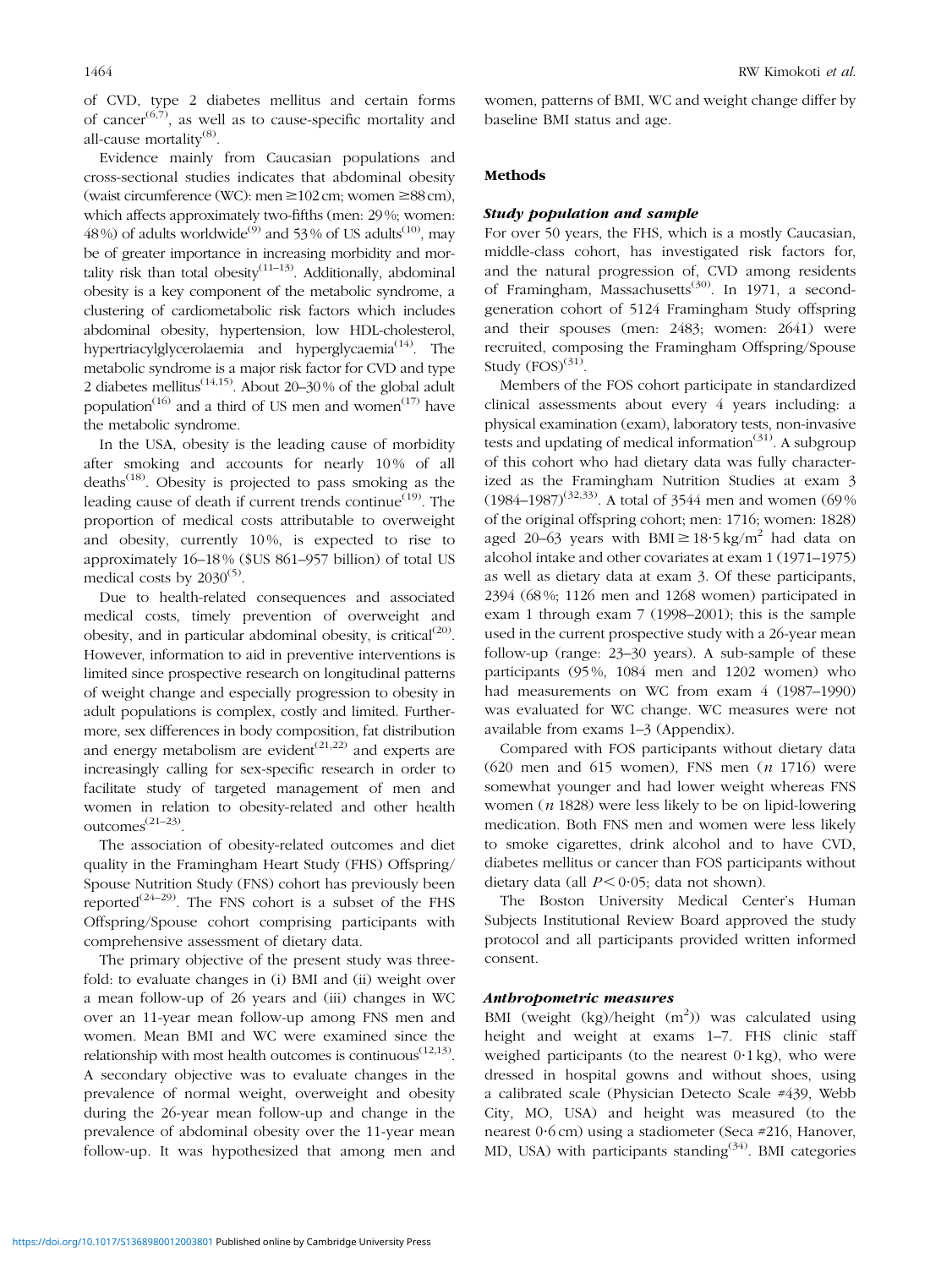of CVD, type 2 diabetes mellitus and certain forms of cancer[6,7], as well as to cause-specific mortality and all-cause mortality[8].

Evidence mainly from Caucasian populations and cross-sectional studies indicates that abdominal obesity (waist circumference (WC): men ≥102 cm; women ≥88 cm), which affects approximately two-fifths (men: 29 %; women: 48 %) of adults worldwide[9] and 53 % of US adults[10], may be of greater importance in increasing morbidity and mortality risk than total obesity[11–13]. Additionally, abdominal obesity is a key component of the metabolic syndrome, a clustering of cardiometabolic risk factors which includes abdominal obesity, hypertension, low HDL-cholesterol, hypertriacylglycerolaemia and hyperglycaemia[14]. The metabolic syndrome is a major risk factor for CVD and type 2 diabetes mellitus[14,15]. About 20–30 % of the global adult population[16] and a third of US men and women[17] have the metabolic syndrome.

In the USA, obesity is the leading cause of morbidity after smoking and accounts for nearly 10 % of all deaths[18]. Obesity is projected to pass smoking as the leading cause of death if current trends continue[19]. The proportion of medical costs attributable to overweight and obesity, currently 10 %, is expected to rise to approximately 16–18 % ($US 861–957 billion) of total US medical costs by 2030[5].

Due to health-related consequences and associated medical costs, timely prevention of overweight and obesity, and in particular abdominal obesity, is critical[20]. However, information to aid in preventive interventions is limited since prospective research on longitudinal patterns of weight change and especially progression to obesity in adult populations is complex, costly and limited. Furthermore, sex differences in body composition, fat distribution and energy metabolism are evident[21,22] and experts are increasingly calling for sex-specific research in order to facilitate study of targeted management of men and women in relation to obesity-related and other health outcomes[21–23].

The association of obesity-related outcomes and diet quality in the Framingham Heart Study (FHS) Offspring/Spouse Nutrition Study (FNS) cohort has previously been reported[24–29]. The FNS cohort is a subset of the FHS Offspring/Spouse cohort comprising participants with comprehensive assessment of dietary data.

The primary objective of the present study was threefold: to evaluate changes in (i) BMI and (ii) weight over a mean follow-up of 26 years and (iii) changes in WC over an 11-year mean follow-up among FNS men and women. Mean BMI and WC were examined since the relationship with most health outcomes is continuous[12,13]. A secondary objective was to evaluate changes in the prevalence of normal weight, overweight and obesity during the 26-year mean follow-up and change in the prevalence of abdominal obesity over the 11-year mean follow-up. It was hypothesized that among men and women, patterns of BMI, WC and weight change differ by baseline BMI status and age.

## Methods

### Study population and sample

For over 50 years, the FHS, which is a mostly Caucasian, middle-class cohort, has investigated risk factors for, and the natural progression of, CVD among residents of Framingham, Massachusetts[30]. In 1971, a second-generation cohort of 5124 Framingham Study offspring and their spouses (men: 2483; women: 2641) were recruited, composing the Framingham Offspring/Spouse Study (FOS)[31].

Members of the FOS cohort participate in standardized clinical assessments about every 4 years including: a physical examination (exam), laboratory tests, non-invasive tests and updating of medical information[31]. A subgroup of this cohort who had dietary data was fully characterized as the Framingham Nutrition Studies at exam 3 (1984–1987)[32,33]. A total of 3544 men and women (69 % of the original offspring cohort; men: 1716; women: 1828) aged 20–63 years with BMI ≥ 18·5 kg/m$^2$ had data on alcohol intake and other covariates at exam 1 (1971–1975) as well as dietary data at exam 3. Of these participants, 2394 (68 %; 1126 men and 1268 women) participated in exam 1 through exam 7 (1998–2001); this is the sample used in the current prospective study with a 26-year mean follow-up (range: 23–30 years). A sub-sample of these participants (95 %, 1084 men and 1202 women) who had measurements on WC from exam 4 (1987–1990) was evaluated for WC change. WC measures were not available from exams 1–3 (Appendix).

Compared with FOS participants without dietary data (620 men and 615 women), FNS men ($n$ 1716) were somewhat younger and had lower weight whereas FNS women ($n$ 1828) were less likely to be on lipid-lowering medication. Both FNS men and women were less likely to smoke cigarettes, drink alcohol and to have CVD, diabetes mellitus or cancer than FOS participants without dietary data (all $P < 0·05$; data not shown).

The Boston University Medical Center's Human Subjects Institutional Review Board approved the study protocol and all participants provided written informed consent.

### Anthropometric measures

BMI (weight (kg)/height (m$^2$)) was calculated using height and weight at exams 1–7. FHS clinic staff weighed participants (to the nearest 0·1 kg), who were dressed in hospital gowns and without shoes, using a calibrated scale (Physician Detecto Scale #439, Webb City, MO, USA) and height was measured (to the nearest 0·6 cm) using a stadiometer (Seca #216, Hanover, MD, USA) with participants standing[34]. BMI categories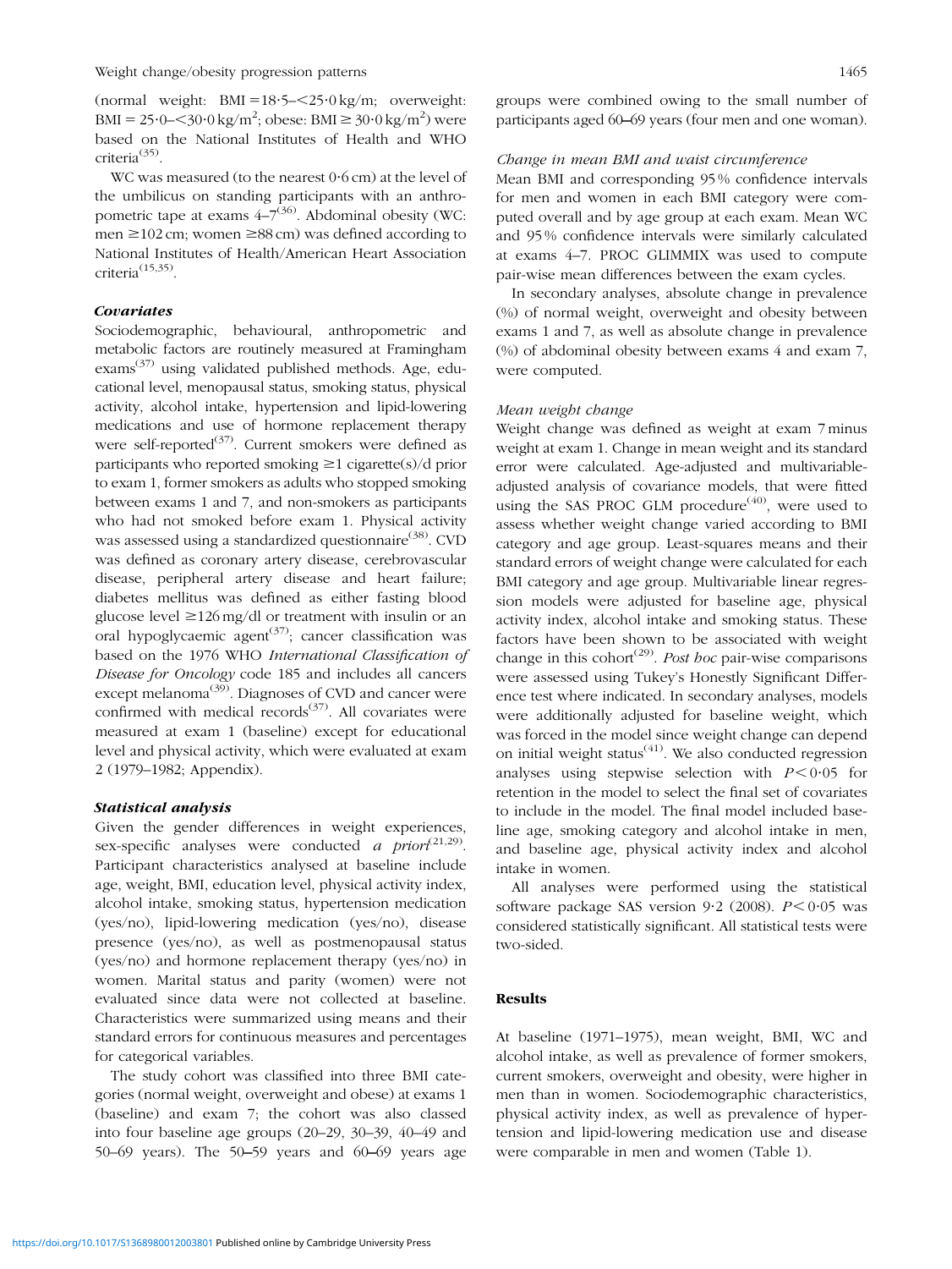(normal weight: $BMI = 18·5–<25·0\,kg/m^2$; overweight: $BMI = 25·0–<30·0\,kg/m^2$; obese: $BMI \geq 30·0\,kg/m^2$) were based on the National Institutes of Health and WHO criteria[35].

WC was measured (to the nearest 0·6 cm) at the level of the umbilicus on standing participants with an anthropometric tape at exams 4–7[36]. Abdominal obesity (WC: men ≥102 cm; women ≥88 cm) was defined according to National Institutes of Health/American Heart Association criteria[15,35].

### *Covariates*

Sociodemographic, behavioural, anthropometric and metabolic factors are routinely measured at Framingham exams[37] using validated published methods. Age, educational level, menopausal status, smoking status, physical activity, alcohol intake, hypertension and lipid-lowering medications and use of hormone replacement therapy were self-reported[37]. Current smokers were defined as participants who reported smoking ≥1 cigarette(s)/d prior to exam 1, former smokers as adults who stopped smoking between exams 1 and 7, and non-smokers as participants who had not smoked before exam 1. Physical activity was assessed using a standardized questionnaire[38]. CVD was defined as coronary artery disease, cerebrovascular disease, peripheral artery disease and heart failure; diabetes mellitus was defined as either fasting blood glucose level ≥126 mg/dl or treatment with insulin or an oral hypoglycaemic agent[37]; cancer classification was based on the 1976 WHO *International Classification of Disease for Oncology* code 185 and includes all cancers except melanoma[39]. Diagnoses of CVD and cancer were confirmed with medical records[37]. All covariates were measured at exam 1 (baseline) except for educational level and physical activity, which were evaluated at exam 2 (1979–1982; Appendix).

### *Statistical analysis*

Given the gender differences in weight experiences, sex-specific analyses were conducted *a priori*[21,29]. Participant characteristics analysed at baseline include age, weight, BMI, education level, physical activity index, alcohol intake, smoking status, hypertension medication (yes/no), lipid-lowering medication (yes/no), disease presence (yes/no), as well as postmenopausal status (yes/no) and hormone replacement therapy (yes/no) in women. Marital status and parity (women) were not evaluated since data were not collected at baseline. Characteristics were summarized using means and their standard errors for continuous measures and percentages for categorical variables.

The study cohort was classified into three BMI categories (normal weight, overweight and obese) at exams 1 (baseline) and exam 7; the cohort was also classed into four baseline age groups (20–29, 30–39, 40–49 and 50–69 years). The 50–59 years and 60–69 years age groups were combined owing to the small number of participants aged 60–69 years (four men and one woman).

*Change in mean BMI and waist circumference*

Mean BMI and corresponding 95 % confidence intervals for men and women in each BMI category were computed overall and by age group at each exam. Mean WC and 95 % confidence intervals were similarly calculated at exams 4–7. PROC GLIMMIX was used to compute pair-wise mean differences between the exam cycles.

In secondary analyses, absolute change in prevalence (%) of normal weight, overweight and obesity between exams 1 and 7, as well as absolute change in prevalence (%) of abdominal obesity between exams 4 and exam 7, were computed.

*Mean weight change*

Weight change was defined as weight at exam 7 minus weight at exam 1. Change in mean weight and its standard error were calculated. Age-adjusted and multivariable-adjusted analysis of covariance models, that were fitted using the SAS PROC GLM procedure[40], were used to assess whether weight change varied according to BMI category and age group. Least-squares means and their standard errors of weight change were calculated for each BMI category and age group. Multivariable linear regression models were adjusted for baseline age, physical activity index, alcohol intake and smoking status. These factors have been shown to be associated with weight change in this cohort[29]. *Post hoc* pair-wise comparisons were assessed using Tukey's Honestly Significant Difference test where indicated. In secondary analyses, models were additionally adjusted for baseline weight, which was forced in the model since weight change can depend on initial weight status[41]. We also conducted regression analyses using stepwise selection with $P < 0·05$ for retention in the model to select the final set of covariates to include in the model. The final model included baseline age, smoking category and alcohol intake in men, and baseline age, physical activity index and alcohol intake in women.

All analyses were performed using the statistical software package SAS version 9·2 (2008). $P < 0·05$ was considered statistically significant. All statistical tests were two-sided.

## Results

At baseline (1971–1975), mean weight, BMI, WC and alcohol intake, as well as prevalence of former smokers, current smokers, overweight and obesity, were higher in men than in women. Sociodemographic characteristics, physical activity index, as well as prevalence of hypertension and lipid-lowering medication use and disease were comparable in men and women (Table 1).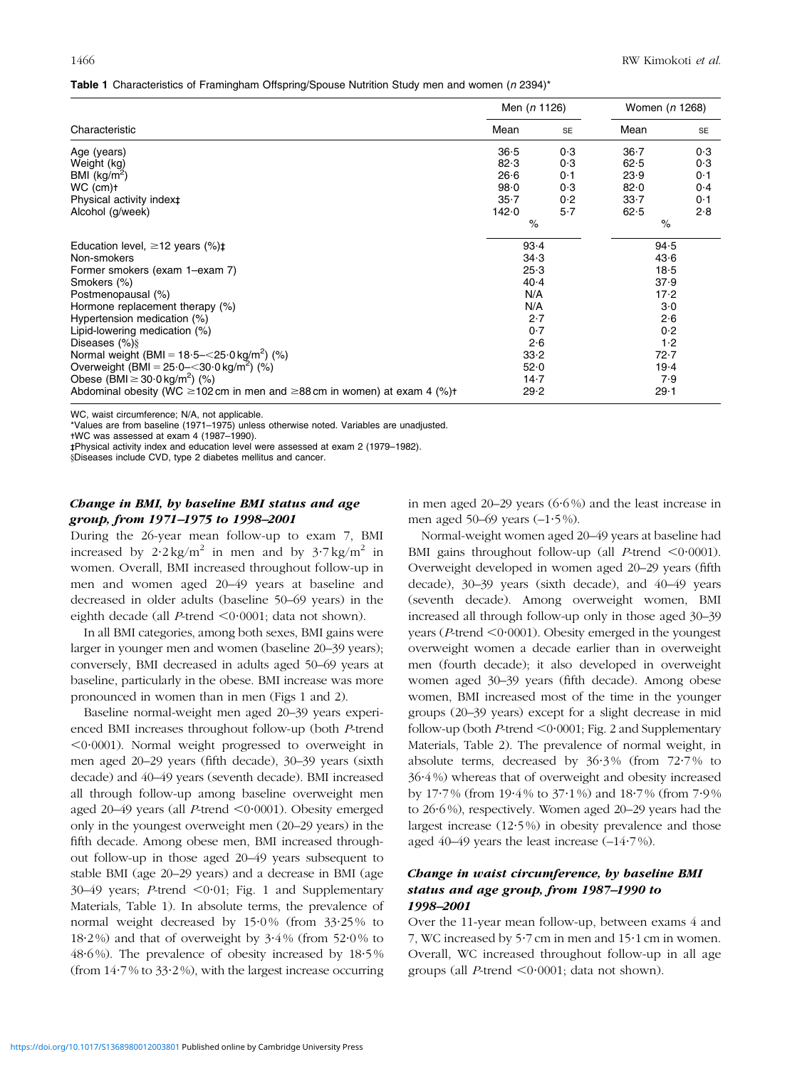**Table 1** Characteristics of Framingham Offspring/Spouse Nutrition Study men and women (*n* 2394)*

| Characteristic | Men (*n* 1126) | | Women (*n* 1268) | |
|---|---|---|---|---|
| | Mean | SE | Mean | SE |
| Age (years) | 36·5 | 0·3 | 36·7 | 0·3 |
| Weight (kg) | 82·3 | 0·3 | 62·5 | 0·3 |
| BMI (kg/m$^2$) | 26·6 | 0·1 | 23·9 | 0·1 |
| WC (cm)† | 98·0 | 0·3 | 82·0 | 0·4 |
| Physical activity index‡ | 35·7 | 0·2 | 33·7 | 0·1 |
| Alcohol (g/week) | 142·0 | 5·7 | 62·5 | 2·8 |
| | % | | % | |
| Education level, ≥12 years (%)‡ | 93·4 | | 94·5 | |
| Non-smokers | 34·3 | | 43·6 | |
| Former smokers (exam 1–exam 7) | 25·3 | | 18·5 | |
| Smokers (%) | 40·4 | | 37·9 | |
| Postmenopausal (%) | N/A | | 17·2 | |
| Hormone replacement therapy (%) | N/A | | 3·0 | |
| Hypertension medication (%) | 2·7 | | 2·6 | |
| Lipid-lowering medication (%) | 0·7 | | 0·2 | |
| Diseases (%)§ | 2·6 | | 1·2 | |
| Normal weight (BMI = 18·5–<25·0 kg/m$^2$) (%) | 33·2 | | 72·7 | |
| Overweight (BMI = 25·0–<30·0 kg/m$^2$) (%) | 52·0 | | 19·4 | |
| Obese (BMI ≥ 30·0 kg/m$^2$) (%) | 14·7 | | 7·9 | |
| Abdominal obesity (WC ≥102 cm in men and ≥88 cm in women) at exam 4 (%)† | 29·2 | | 29·1 | |

WC, waist circumference; N/A, not applicable.
*Values are from baseline (1971–1975) unless otherwise noted. Variables are unadjusted.
†WC was assessed at exam 4 (1987–1990).
‡Physical activity index and education level were assessed at exam 2 (1979–1982).
§Diseases include CVD, type 2 diabetes mellitus and cancer.

### *Change in BMI, by baseline BMI status and age group, from 1971–1975 to 1998–2001*

During the 26-year mean follow-up to exam 7, BMI increased by 2·2 kg/m$^2$ in men and by 3·7 kg/m$^2$ in women. Overall, BMI increased throughout follow-up in men and women aged 20–49 years at baseline and decreased in older adults (baseline 50–69 years) in the eighth decade (all *P*-trend <0·0001; data not shown).

In all BMI categories, among both sexes, BMI gains were larger in younger men and women (baseline 20–39 years); conversely, BMI decreased in adults aged 50–69 years at baseline, particularly in the obese. BMI increase was more pronounced in women than in men (Figs 1 and 2).

Baseline normal-weight men aged 20–39 years experienced BMI increases throughout follow-up (both *P*-trend <0·0001). Normal weight progressed to overweight in men aged 20–29 years (fifth decade), 30–39 years (sixth decade) and 40–49 years (seventh decade). BMI increased all through follow-up among baseline overweight men aged 20–49 years (all *P*-trend <0·0001). Obesity emerged only in the youngest overweight men (20–29 years) in the fifth decade. Among obese men, BMI increased throughout follow-up in those aged 20–49 years subsequent to stable BMI (age 20–29 years) and a decrease in BMI (age 30–49 years; *P*-trend <0·01; Fig. 1 and Supplementary Materials, Table 1). In absolute terms, the prevalence of normal weight decreased by 15·0% (from 33·25% to 18·2%) and that of overweight by 3·4% (from 52·0% to 48·6%). The prevalence of obesity increased by 18·5% (from 14·7% to 33·2%), with the largest increase occurring in men aged 20–29 years (6·6%) and the least increase in men aged 50–69 years (–1·5%).

Normal-weight women aged 20–49 years at baseline had BMI gains throughout follow-up (all *P*-trend <0·0001). Overweight developed in women aged 20–29 years (fifth decade), 30–39 years (sixth decade), and 40–49 years (seventh decade). Among overweight women, BMI increased all through follow-up only in those aged 30–39 years (*P*-trend <0·0001). Obesity emerged in the youngest overweight women a decade earlier than in overweight men (fourth decade); it also developed in overweight women aged 30–39 years (fifth decade). Among obese women, BMI increased most of the time in the younger groups (20–39 years) except for a slight decrease in mid follow-up (both *P*-trend <0·0001; Fig. 2 and Supplementary Materials, Table 2). The prevalence of normal weight, in absolute terms, decreased by 36·3% (from 72·7% to 36·4%) whereas that of overweight and obesity increased by 17·7% (from 19·4% to 37·1%) and 18·7% (from 7·9% to 26·6%), respectively. Women aged 20–29 years had the largest increase (12·5%) in obesity prevalence and those aged 40–49 years the least increase (–14·7%).

### *Change in waist circumference, by baseline BMI status and age group, from 1987–1990 to 1998–2001*

Over the 11-year mean follow-up, between exams 4 and 7, WC increased by 5·7 cm in men and 15·1 cm in women. Overall, WC increased throughout follow-up in all age groups (all *P*-trend <0·0001; data not shown).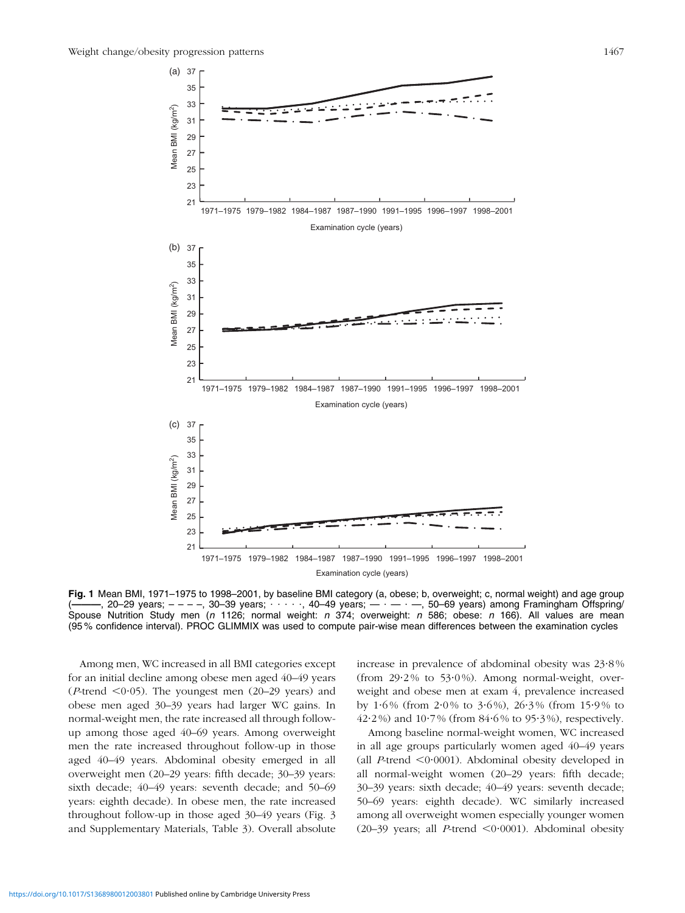**Fig. 1** Mean BMI, 1971–1975 to 1998–2001, by baseline BMI category (a, obese; b, overweight; c, normal weight) and age group (———, 20–29 years; – – – –, 30–39 years; · · · · ·, 40–49 years; — · — · —, 50–69 years) among Framingham Offspring/ Spouse Nutrition Study men (*n* 1126; normal weight: *n* 374; overweight: *n* 586; obese: *n* 166). All values are mean (95 % confidence interval). PROC GLIMMIX was used to compute pair-wise mean differences between the examination cycles

Among men, WC increased in all BMI categories except for an initial decline among obese men aged 40–49 years (*P*-trend <0·05). The youngest men (20–29 years) and obese men aged 30–39 years had larger WC gains. In normal-weight men, the rate increased all through follow-up among those aged 40–69 years. Among overweight men the rate increased throughout follow-up in those aged 40–49 years. Abdominal obesity emerged in all overweight men (20–29 years: fifth decade; 30–39 years: sixth decade; 40–49 years: seventh decade; and 50–69 years: eighth decade). In obese men, the rate increased throughout follow-up in those aged 30–49 years (Fig. 3 and Supplementary Materials, Table 3). Overall absolute increase in prevalence of abdominal obesity was 23·8% (from 29·2% to 53·0%). Among normal-weight, overweight and obese men at exam 4, prevalence increased by 1·6% (from 2·0% to 3·6%), 26·3% (from 15·9% to 42·2%) and 10·7% (from 84·6% to 95·3%), respectively.

Among baseline normal-weight women, WC increased in all age groups particularly women aged 40–49 years (all *P*-trend <0·0001). Abdominal obesity developed in all normal-weight women (20–29 years: fifth decade; 30–39 years: sixth decade; 40–49 years: seventh decade; 50–69 years: eighth decade). WC similarly increased among all overweight women especially younger women (20–39 years; all *P*-trend <0·0001). Abdominal obesity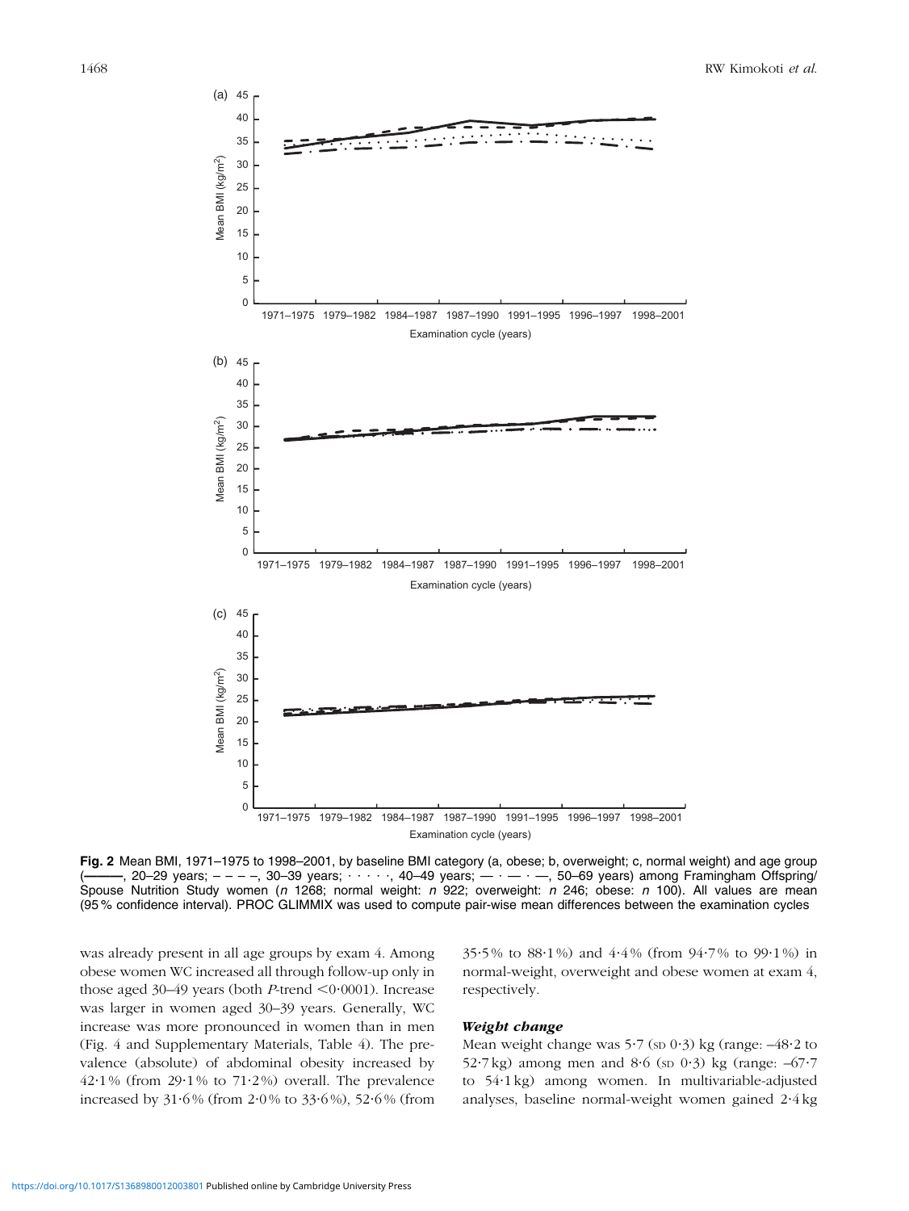**Fig. 2** Mean BMI, 1971–1975 to 1998–2001, by baseline BMI category (a, obese; b, overweight; c, normal weight) and age group (———, 20–29 years; – – – –, 30–39 years; · · · · ·, 40–49 years; — · — · —, 50–69 years) among Framingham Offspring/Spouse Nutrition Study women (*n* 1268; normal weight: *n* 922; overweight: *n* 246; obese: *n* 100). All values are mean (95 % confidence interval). PROC GLIMMIX was used to compute pair-wise mean differences between the examination cycles

was already present in all age groups by exam 4. Among obese women WC increased all through follow-up only in those aged 30–49 years (both *P*-trend $<0{\cdot}0001$). Increase was larger in women aged 30–39 years. Generally, WC increase was more pronounced in women than in men (Fig. 4 and Supplementary Materials, Table 4). The prevalence (absolute) of abdominal obesity increased by 42·1 % (from 29·1 % to 71·2 %) overall. The prevalence increased by 31·6 % (from 2·0 % to 33·6 %), 52·6 % (from 35·5 % to 88·1 %) and 4·4 % (from 94·7 % to 99·1 %) in normal-weight, overweight and obese women at exam 4, respectively.

### *Weight change*

Mean weight change was 5·7 (SD 0·3) kg (range: –48·2 to 52·7 kg) among men and 8·6 (SD 0·3) kg (range: –67·7 to 54·1 kg) among women. In multivariable-adjusted analyses, baseline normal-weight women gained 2·4 kg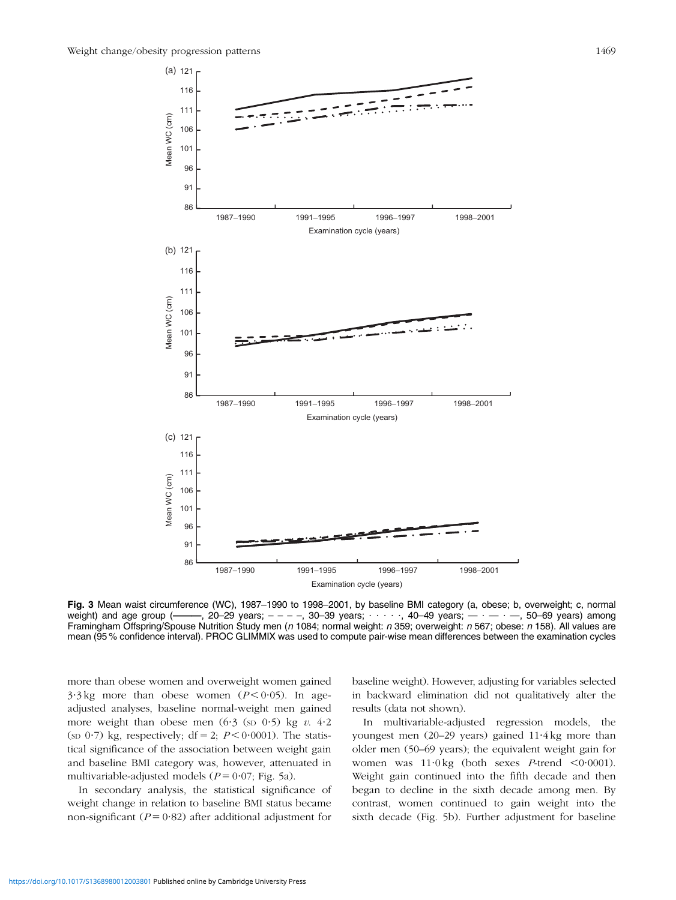**Fig. 3** Mean waist circumference (WC), 1987–1990 to 1998–2001, by baseline BMI category (a, obese; b, overweight; c, normal weight) and age group (———, 20–29 years; – – – –, 30–39 years; · · · · ·, 40–49 years; — · — · —, 50–69 years) among Framingham Offspring/Spouse Nutrition Study men (*n* 1084; normal weight: *n* 359; overweight: *n* 567; obese: *n* 158). All values are mean (95 % confidence interval). PROC GLIMMIX was used to compute pair-wise mean differences between the examination cycles

more than obese women and overweight women gained 3·3 kg more than obese women ($P<0·05$). In age-adjusted analyses, baseline normal-weight men gained more weight than obese men (6·3 (SD 0·5) kg *v.* 4·2 (SD 0·7) kg, respectively; df = 2; $P<0·0001$). The statistical significance of the association between weight gain and baseline BMI category was, however, attenuated in multivariable-adjusted models ($P=0·07$; Fig. 5a).

In secondary analysis, the statistical significance of weight change in relation to baseline BMI status became non-significant ($P=0·82$) after additional adjustment for baseline weight). However, adjusting for variables selected in backward elimination did not qualitatively alter the results (data not shown).

In multivariable-adjusted regression models, the youngest men (20–29 years) gained 11·4 kg more than older men (50–69 years); the equivalent weight gain for women was 11·0 kg (both sexes *P*-trend $<0·0001$). Weight gain continued into the fifth decade and then began to decline in the sixth decade among men. By contrast, women continued to gain weight into the sixth decade (Fig. 5b). Further adjustment for baseline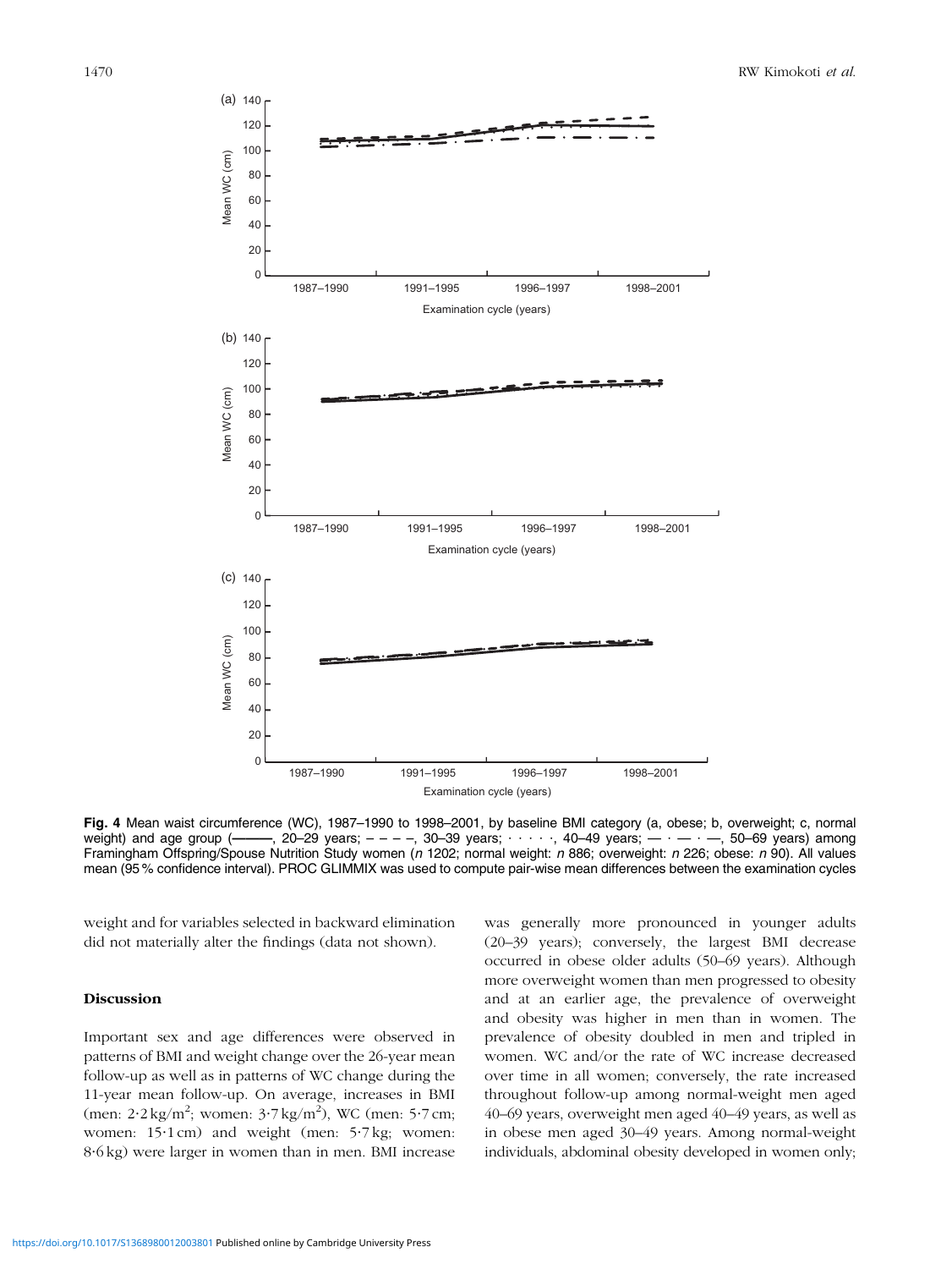**Fig. 4** Mean waist circumference (WC), 1987–1990 to 1998–2001, by baseline BMI category (a, obese; b, overweight; c, normal weight) and age group (———, 20–29 years; – – – –, 30–39 years; · · · · ·, 40–49 years; — · — · —, 50–69 years) among Framingham Offspring/Spouse Nutrition Study women (*n* 1202; normal weight: *n* 886; overweight: *n* 226; obese: *n* 90). All values mean (95 % confidence interval). PROC GLIMMIX was used to compute pair-wise mean differences between the examination cycles

weight and for variables selected in backward elimination did not materially alter the findings (data not shown).

## Discussion

Important sex and age differences were observed in patterns of BMI and weight change over the 26-year mean follow-up as well as in patterns of WC change during the 11-year mean follow-up. On average, increases in BMI (men: 2·2 kg/m$^2$; women: 3·7 kg/m$^2$), WC (men: 5·7 cm; women: 15·1 cm) and weight (men: 5·7 kg; women: 8·6 kg) were larger in women than in men. BMI increase was generally more pronounced in younger adults (20–39 years); conversely, the largest BMI decrease occurred in obese older adults (50–69 years). Although more overweight women than men progressed to obesity and at an earlier age, the prevalence of overweight and obesity was higher in men than in women. The prevalence of obesity doubled in men and tripled in women. WC and/or the rate of WC increase decreased over time in all women; conversely, the rate increased throughout follow-up among normal-weight men aged 40–69 years, overweight men aged 40–49 years, as well as in obese men aged 30–49 years. Among normal-weight individuals, abdominal obesity developed in women only;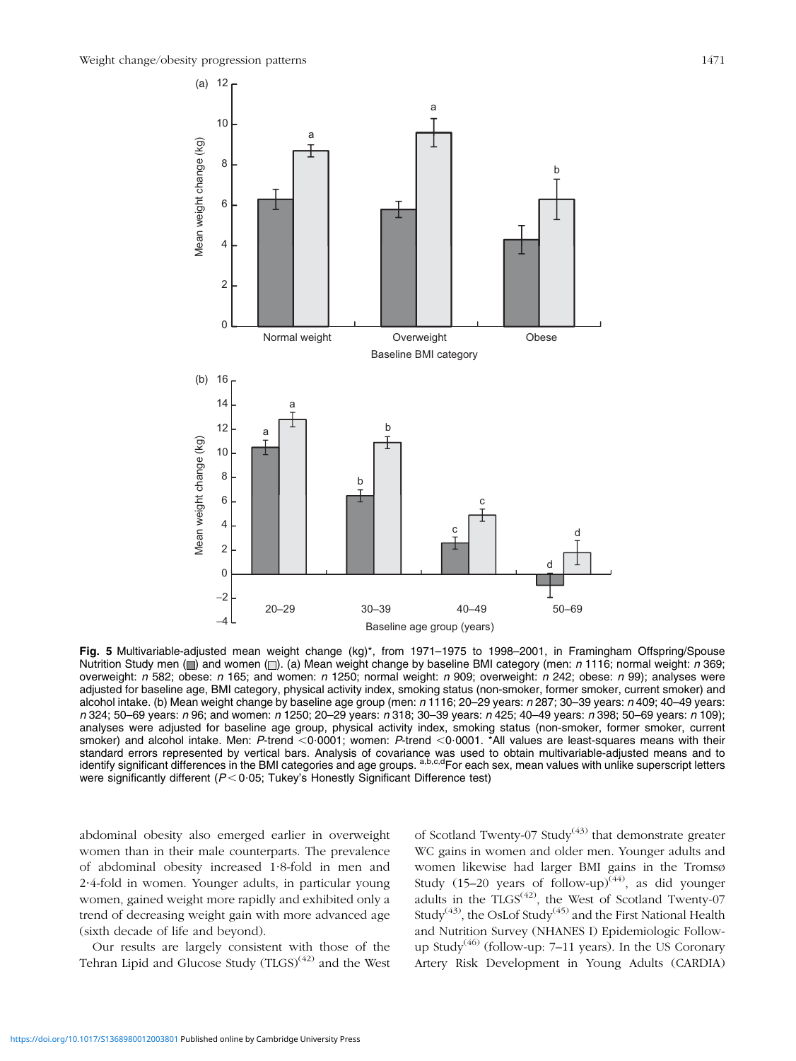**Fig. 5** Multivariable-adjusted mean weight change (kg)*, from 1971–1975 to 1998–2001, in Framingham Offspring/Spouse Nutrition Study men (■) and women (□). (a) Mean weight change by baseline BMI category (men: *n* 1116; normal weight: *n* 369; overweight: *n* 582; obese: *n* 165; and women: *n* 1250; normal weight: *n* 909; overweight: *n* 242; obese: *n* 99); analyses were adjusted for baseline age, BMI category, physical activity index, smoking status (non-smoker, former smoker, current smoker) and alcohol intake. (b) Mean weight change by baseline age group (men: *n* 1116; 20–29 years: *n* 287; 30–39 years: *n* 409; 40–49 years: *n* 324; 50–69 years: *n* 96; and women: *n* 1250; 20–29 years: *n* 318; 30–39 years: *n* 425; 40–49 years: *n* 398; 50–69 years: *n* 109); analyses were adjusted for baseline age group, physical activity index, smoking status (non-smoker, former smoker, current smoker) and alcohol intake. Men: *P*-trend $<0{\cdot}0001$; women: *P*-trend $<0{\cdot}0001$. *All values are least-squares means with their standard errors represented by vertical bars. Analysis of covariance was used to obtain multivariable-adjusted means and to identify significant differences in the BMI categories and age groups. [a,b,c,d]For each sex, mean values with unlike superscript letters were significantly different ($P<0{\cdot}05$; Tukey's Honestly Significant Difference test)

abdominal obesity also emerged earlier in overweight women than in their male counterparts. The prevalence of abdominal obesity increased 1·8-fold in men and 2·4-fold in women. Younger adults, in particular young women, gained weight more rapidly and exhibited only a trend of decreasing weight gain with more advanced age (sixth decade of life and beyond).

Our results are largely consistent with those of the Tehran Lipid and Glucose Study (TLGS)[42] and the West of Scotland Twenty-07 Study[43] that demonstrate greater WC gains in women and older men. Younger adults and women likewise had larger BMI gains in the Tromsø Study (15–20 years of follow-up)[44], as did younger adults in the TLGS[42], the West of Scotland Twenty-07 Study[43], the OsLof Study[45] and the First National Health and Nutrition Survey (NHANES I) Epidemiologic Follow-up Study[46] (follow-up: 7–11 years). In the US Coronary Artery Risk Development in Young Adults (CARDIA)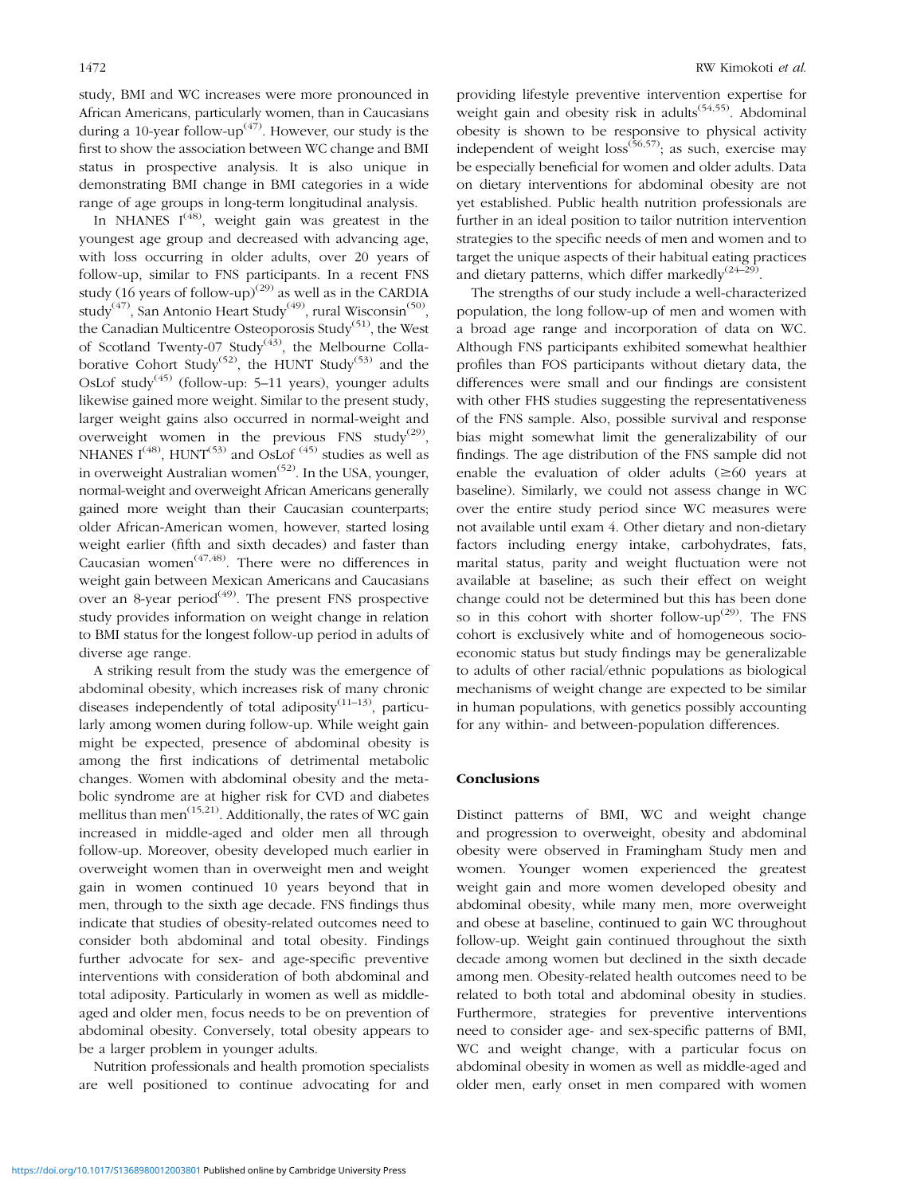study, BMI and WC increases were more pronounced in African Americans, particularly women, than in Caucasians during a 10-year follow-up[47]. However, our study is the first to show the association between WC change and BMI status in prospective analysis. It is also unique in demonstrating BMI change in BMI categories in a wide range of age groups in long-term longitudinal analysis.

In NHANES I[48], weight gain was greatest in the youngest age group and decreased with advancing age, with loss occurring in older adults, over 20 years of follow-up, similar to FNS participants. In a recent FNS study (16 years of follow-up)[29] as well as in the CARDIA study[47], San Antonio Heart Study[49], rural Wisconsin[50], the Canadian Multicentre Osteoporosis Study[51], the West of Scotland Twenty-07 Study[43], the Melbourne Collaborative Cohort Study[52], the HUNT Study[53] and the OsLof study[45] (follow-up: 5–11 years), younger adults likewise gained more weight. Similar to the present study, larger weight gains also occurred in normal-weight and overweight women in the previous FNS study[29], NHANES I[48], HUNT[53] and OsLof [45] studies as well as in overweight Australian women[52]. In the USA, younger, normal-weight and overweight African Americans generally gained more weight than their Caucasian counterparts; older African-American women, however, started losing weight earlier (fifth and sixth decades) and faster than Caucasian women[47,48]. There were no differences in weight gain between Mexican Americans and Caucasians over an 8-year period[49]. The present FNS prospective study provides information on weight change in relation to BMI status for the longest follow-up period in adults of diverse age range.

A striking result from the study was the emergence of abdominal obesity, which increases risk of many chronic diseases independently of total adiposity[11–13], particularly among women during follow-up. While weight gain might be expected, presence of abdominal obesity is among the first indications of detrimental metabolic changes. Women with abdominal obesity and the metabolic syndrome are at higher risk for CVD and diabetes mellitus than men[15,21]. Additionally, the rates of WC gain increased in middle-aged and older men all through follow-up. Moreover, obesity developed much earlier in overweight women than in overweight men and weight gain in women continued 10 years beyond that in men, through to the sixth age decade. FNS findings thus indicate that studies of obesity-related outcomes need to consider both abdominal and total obesity. Findings further advocate for sex- and age-specific preventive interventions with consideration of both abdominal and total adiposity. Particularly in women as well as middle-aged and older men, focus needs to be on prevention of abdominal obesity. Conversely, total obesity appears to be a larger problem in younger adults.

Nutrition professionals and health promotion specialists are well positioned to continue advocating for and providing lifestyle preventive intervention expertise for weight gain and obesity risk in adults[54,55]. Abdominal obesity is shown to be responsive to physical activity independent of weight loss[56,57]; as such, exercise may be especially beneficial for women and older adults. Data on dietary interventions for abdominal obesity are not yet established. Public health nutrition professionals are further in an ideal position to tailor nutrition intervention strategies to the specific needs of men and women and to target the unique aspects of their habitual eating practices and dietary patterns, which differ markedly[24–29].

The strengths of our study include a well-characterized population, the long follow-up of men and women with a broad age range and incorporation of data on WC. Although FNS participants exhibited somewhat healthier profiles than FOS participants without dietary data, the differences were small and our findings are consistent with other FHS studies suggesting the representativeness of the FNS sample. Also, possible survival and response bias might somewhat limit the generalizability of our findings. The age distribution of the FNS sample did not enable the evaluation of older adults (≥60 years at baseline). Similarly, we could not assess change in WC over the entire study period since WC measures were not available until exam 4. Other dietary and non-dietary factors including energy intake, carbohydrates, fats, marital status, parity and weight fluctuation were not available at baseline; as such their effect on weight change could not be determined but this has been done so in this cohort with shorter follow-up[29]. The FNS cohort is exclusively white and of homogeneous socioeconomic status but study findings may be generalizable to adults of other racial/ethnic populations as biological mechanisms of weight change are expected to be similar in human populations, with genetics possibly accounting for any within- and between-population differences.

## Conclusions

Distinct patterns of BMI, WC and weight change and progression to overweight, obesity and abdominal obesity were observed in Framingham Study men and women. Younger women experienced the greatest weight gain and more women developed obesity and abdominal obesity, while many men, more overweight and obese at baseline, continued to gain WC throughout follow-up. Weight gain continued throughout the sixth decade among women but declined in the sixth decade among men. Obesity-related health outcomes need to be related to both total and abdominal obesity in studies. Furthermore, strategies for preventive interventions need to consider age- and sex-specific patterns of BMI, WC and weight change, with a particular focus on abdominal obesity in women as well as middle-aged and older men, early onset in men compared with women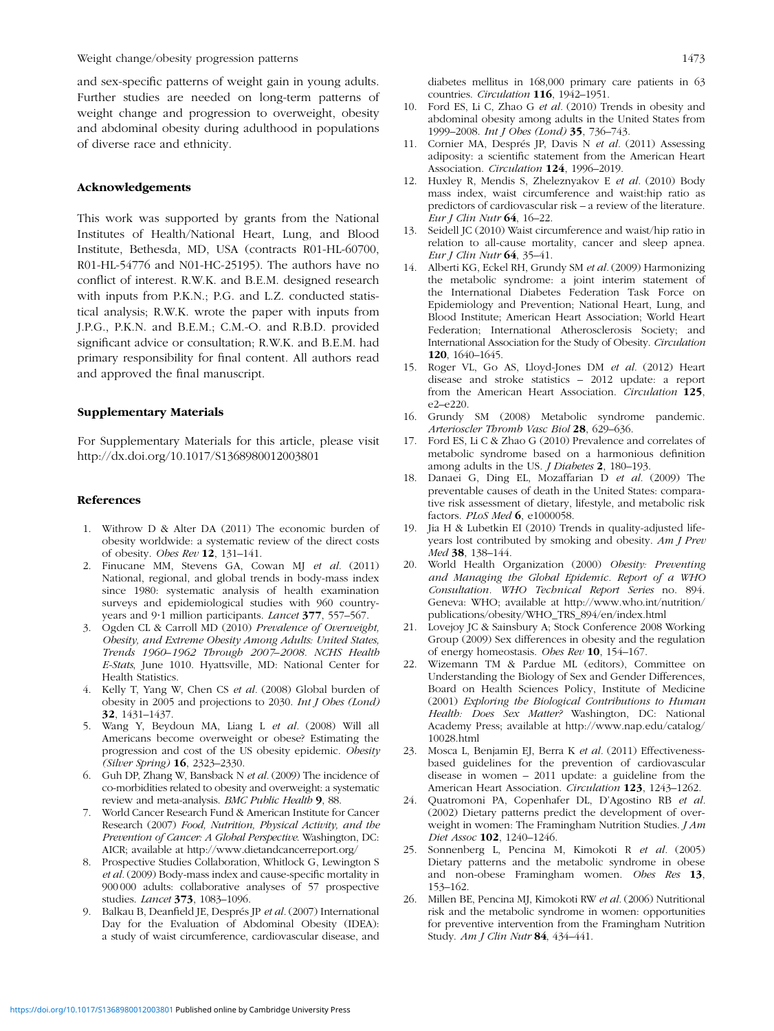and sex-specific patterns of weight gain in young adults. Further studies are needed on long-term patterns of weight change and progression to overweight, obesity and abdominal obesity during adulthood in populations of diverse race and ethnicity.

### Acknowledgements

This work was supported by grants from the National Institutes of Health/National Heart, Lung, and Blood Institute, Bethesda, MD, USA (contracts R01-HL-60700, R01-HL-54776 and N01-HC-25195). The authors have no conflict of interest. R.W.K. and B.E.M. designed research with inputs from P.K.N.; P.G. and L.Z. conducted statistical analysis; R.W.K. wrote the paper with inputs from J.P.G., P.K.N. and B.E.M.; C.M.-O. and R.B.D. provided significant advice or consultation; R.W.K. and B.E.M. had primary responsibility for final content. All authors read and approved the final manuscript.

### Supplementary Materials

For Supplementary Materials for this article, please visit http://dx.doi.org/10.1017/S1368980012003801

### References

1. Withrow D & Alter DA (2011) The economic burden of obesity worldwide: a systematic review of the direct costs of obesity. *Obes Rev* **12**, 131–141.
2. Finucane MM, Stevens GA, Cowan MJ *et al.* (2011) National, regional, and global trends in body-mass index since 1980: systematic analysis of health examination surveys and epidemiological studies with 960 country-years and 9·1 million participants. *Lancet* **377**, 557–567.
3. Ogden CL & Carroll MD (2010) *Prevalence of Overweight, Obesity, and Extreme Obesity Among Adults: United States, Trends 1960–1962 Through 2007–2008. NCHS Health E-Stats*, June 1010. Hyattsville, MD: National Center for Health Statistics.
4. Kelly T, Yang W, Chen CS *et al.* (2008) Global burden of obesity in 2005 and projections to 2030. *Int J Obes (Lond)* **32**, 1431–1437.
5. Wang Y, Beydoun MA, Liang L *et al.* (2008) Will all Americans become overweight or obese? Estimating the progression and cost of the US obesity epidemic. *Obesity (Silver Spring)* **16**, 2323–2330.
6. Guh DP, Zhang W, Bansback N *et al.* (2009) The incidence of co-morbidities related to obesity and overweight: a systematic review and meta-analysis. *BMC Public Health* **9**, 88.
7. World Cancer Research Fund & American Institute for Cancer Research (2007) *Food, Nutrition, Physical Activity, and the Prevention of Cancer: A Global Perspective*. Washington, DC: AICR; available at http://www.dietandcancerreport.org/
8. Prospective Studies Collaboration, Whitlock G, Lewington S *et al.* (2009) Body-mass index and cause-specific mortality in 900 000 adults: collaborative analyses of 57 prospective studies. *Lancet* **373**, 1083–1096.
9. Balkau B, Deanfield JE, Després JP *et al.* (2007) International Day for the Evaluation of Abdominal Obesity (IDEA): a study of waist circumference, cardiovascular disease, and diabetes mellitus in 168,000 primary care patients in 63 countries. *Circulation* **116**, 1942–1951.
10. Ford ES, Li C, Zhao G *et al.* (2010) Trends in obesity and abdominal obesity among adults in the United States from 1999–2008. *Int J Obes (Lond)* **35**, 736–743.
11. Cornier MA, Després JP, Davis N *et al.* (2011) Assessing adiposity: a scientific statement from the American Heart Association. *Circulation* **124**, 1996–2019.
12. Huxley R, Mendis S, Zheleznyakov E *et al.* (2010) Body mass index, waist circumference and waist:hip ratio as predictors of cardiovascular risk – a review of the literature. *Eur J Clin Nutr* **64**, 16–22.
13. Seidell JC (2010) Waist circumference and waist/hip ratio in relation to all-cause mortality, cancer and sleep apnea. *Eur J Clin Nutr* **64**, 35–41.
14. Alberti KG, Eckel RH, Grundy SM *et al.* (2009) Harmonizing the metabolic syndrome: a joint interim statement of the International Diabetes Federation Task Force on Epidemiology and Prevention; National Heart, Lung, and Blood Institute; American Heart Association; World Heart Federation; International Atherosclerosis Society; and International Association for the Study of Obesity. *Circulation* **120**, 1640–1645.
15. Roger VL, Go AS, Lloyd-Jones DM *et al.* (2012) Heart disease and stroke statistics – 2012 update: a report from the American Heart Association. *Circulation* **125**, e2–e220.
16. Grundy SM (2008) Metabolic syndrome pandemic. *Arterioscler Thromb Vasc Biol* **28**, 629–636.
17. Ford ES, Li C & Zhao G (2010) Prevalence and correlates of metabolic syndrome based on a harmonious definition among adults in the US. *J Diabetes* **2**, 180–193.
18. Danaei G, Ding EL, Mozaffarian D *et al.* (2009) The preventable causes of death in the United States: comparative risk assessment of dietary, lifestyle, and metabolic risk factors. *PLoS Med* **6**, e1000058.
19. Jia H & Lubetkin EI (2010) Trends in quality-adjusted life-years lost contributed by smoking and obesity. *Am J Prev Med* **38**, 138–144.
20. World Health Organization (2000) *Obesity: Preventing and Managing the Global Epidemic. Report of a WHO Consultation. WHO Technical Report Series* no. 894. Geneva: WHO; available at http://www.who.int/nutrition/publications/obesity/WHO_TRS_894/en/index.html
21. Lovejoy JC & Sainsbury A; Stock Conference 2008 Working Group (2009) Sex differences in obesity and the regulation of energy homeostasis. *Obes Rev* **10**, 154–167.
22. Wizemann TM & Pardue ML (editors), Committee on Understanding the Biology of Sex and Gender Differences, Board on Health Sciences Policy, Institute of Medicine (2001) *Exploring the Biological Contributions to Human Health: Does Sex Matter?* Washington, DC: National Academy Press; available at http://www.nap.edu/catalog/10028.html
23. Mosca L, Benjamin EJ, Berra K *et al.* (2011) Effectiveness-based guidelines for the prevention of cardiovascular disease in women – 2011 update: a guideline from the American Heart Association. *Circulation* **123**, 1243–1262.
24. Quatromoni PA, Copenhafer DL, D'Agostino RB *et al.* (2002) Dietary patterns predict the development of overweight in women: The Framingham Nutrition Studies. *J Am Diet Assoc* **102**, 1240–1246.
25. Sonnenberg L, Pencina M, Kimokoti R *et al.* (2005) Dietary patterns and the metabolic syndrome in obese and non-obese Framingham women. *Obes Res* **13**, 153–162.
26. Millen BE, Pencina MJ, Kimokoti RW *et al.* (2006) Nutritional risk and the metabolic syndrome in women: opportunities for preventive intervention from the Framingham Nutrition Study. *Am J Clin Nutr* **84**, 434–441.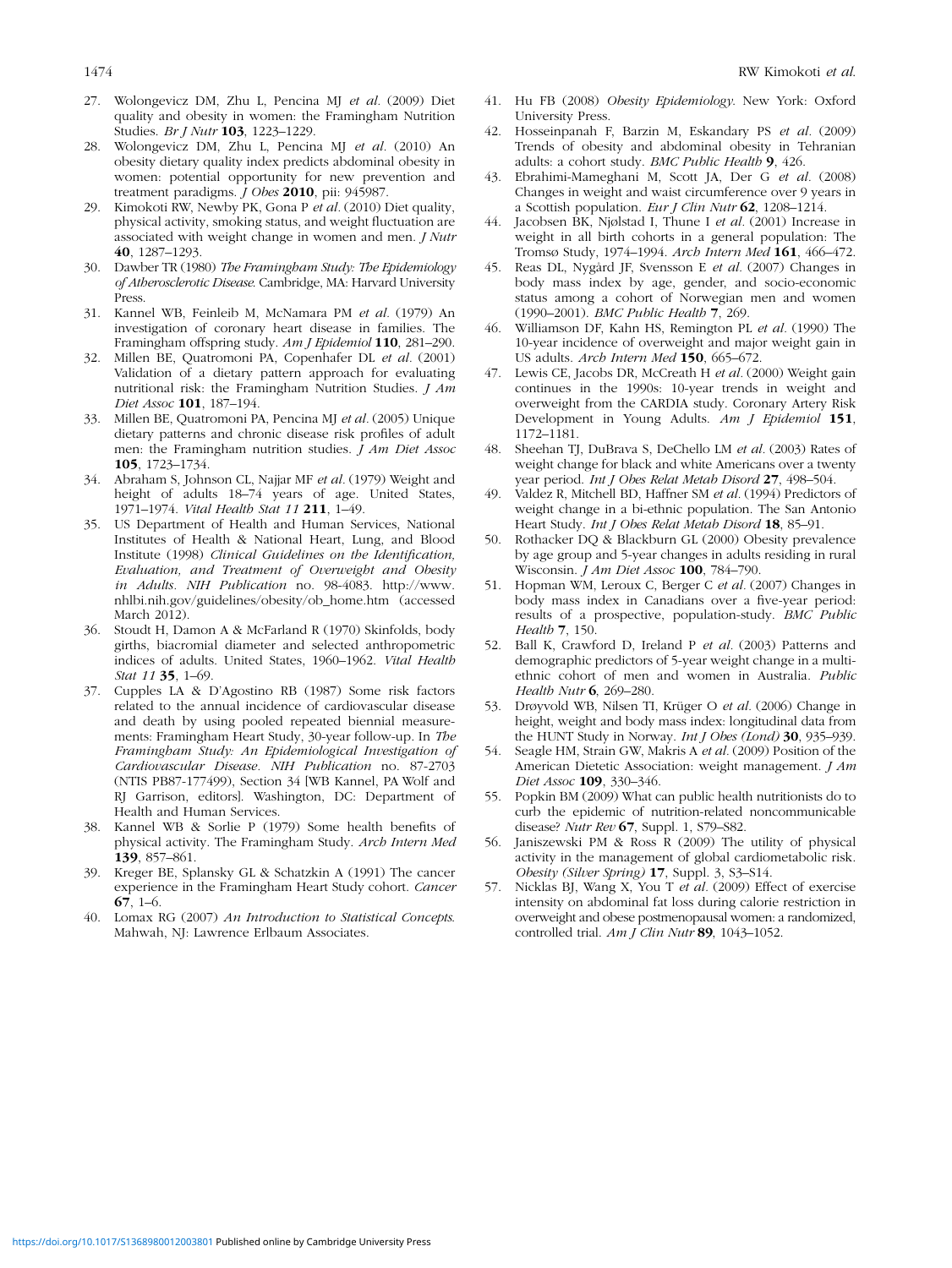27. Wolongevicz DM, Zhu L, Pencina MJ *et al.* (2009) Diet quality and obesity in women: the Framingham Nutrition Studies. *Br J Nutr* **103**, 1223–1229.
28. Wolongevicz DM, Zhu L, Pencina MJ *et al.* (2010) An obesity dietary quality index predicts abdominal obesity in women: potential opportunity for new prevention and treatment paradigms. *J Obes* **2010**, pii: 945987.
29. Kimokoti RW, Newby PK, Gona P *et al.* (2010) Diet quality, physical activity, smoking status, and weight fluctuation are associated with weight change in women and men. *J Nutr* **40**, 1287–1293.
30. Dawber TR (1980) *The Framingham Study: The Epidemiology of Atherosclerotic Disease*. Cambridge, MA: Harvard University Press.
31. Kannel WB, Feinleib M, McNamara PM *et al.* (1979) An investigation of coronary heart disease in families. The Framingham offspring study. *Am J Epidemiol* **110**, 281–290.
32. Millen BE, Quatromoni PA, Copenhafer DL *et al.* (2001) Validation of a dietary pattern approach for evaluating nutritional risk: the Framingham Nutrition Studies. *J Am Diet Assoc* **101**, 187–194.
33. Millen BE, Quatromoni PA, Pencina MJ *et al.* (2005) Unique dietary patterns and chronic disease risk profiles of adult men: the Framingham nutrition studies. *J Am Diet Assoc* **105**, 1723–1734.
34. Abraham S, Johnson CL, Najjar MF *et al.* (1979) Weight and height of adults 18–74 years of age. United States, 1971–1974. *Vital Health Stat 11* **211**, 1–49.
35. US Department of Health and Human Services, National Institutes of Health & National Heart, Lung, and Blood Institute (1998) *Clinical Guidelines on the Identification, Evaluation, and Treatment of Overweight and Obesity in Adults*. *NIH Publication* no. 98-4083. http://www.nhlbi.nih.gov/guidelines/obesity/ob_home.htm (accessed March 2012).
36. Stoudt H, Damon A & McFarland R (1970) Skinfolds, body girths, biacromial diameter and selected anthropometric indices of adults. United States, 1960–1962. *Vital Health Stat 11* **35**, 1–69.
37. Cupples LA & D'Agostino RB (1987) Some risk factors related to the annual incidence of cardiovascular disease and death by using pooled repeated biennial measurements: Framingham Heart Study, 30-year follow-up. In *The Framingham Study: An Epidemiological Investigation of Cardiovascular Disease*. *NIH Publication* no. 87-2703 (NTIS PB87-177499), Section 34 [WB Kannel, PA Wolf and RJ Garrison, editors]. Washington, DC: Department of Health and Human Services.
38. Kannel WB & Sorlie P (1979) Some health benefits of physical activity. The Framingham Study. *Arch Intern Med* **139**, 857–861.
39. Kreger BE, Splansky GL & Schatzkin A (1991) The cancer experience in the Framingham Heart Study cohort. *Cancer* **67**, 1–6.
40. Lomax RG (2007) *An Introduction to Statistical Concepts*. Mahwah, NJ: Lawrence Erlbaum Associates.
41. Hu FB (2008) *Obesity Epidemiology*. New York: Oxford University Press.
42. Hosseinpanah F, Barzin M, Eskandary PS *et al.* (2009) Trends of obesity and abdominal obesity in Tehranian adults: a cohort study. *BMC Public Health* **9**, 426.
43. Ebrahimi-Mameghani M, Scott JA, Der G *et al.* (2008) Changes in weight and waist circumference over 9 years in a Scottish population. *Eur J Clin Nutr* **62**, 1208–1214.
44. Jacobsen BK, Njølstad I, Thune I *et al.* (2001) Increase in weight in all birth cohorts in a general population: The Tromsø Study, 1974–1994. *Arch Intern Med* **161**, 466–472.
45. Reas DL, Nygård JF, Svensson E *et al.* (2007) Changes in body mass index by age, gender, and socio-economic status among a cohort of Norwegian men and women (1990–2001). *BMC Public Health* **7**, 269.
46. Williamson DF, Kahn HS, Remington PL *et al.* (1990) The 10-year incidence of overweight and major weight gain in US adults. *Arch Intern Med* **150**, 665–672.
47. Lewis CE, Jacobs DR, McCreath H *et al.* (2000) Weight gain continues in the 1990s: 10-year trends in weight and overweight from the CARDIA study. Coronary Artery Risk Development in Young Adults. *Am J Epidemiol* **151**, 1172–1181.
48. Sheehan TJ, DuBrava S, DeChello LM *et al.* (2003) Rates of weight change for black and white Americans over a twenty year period. *Int J Obes Relat Metab Disord* **27**, 498–504.
49. Valdez R, Mitchell BD, Haffner SM *et al.* (1994) Predictors of weight change in a bi-ethnic population. The San Antonio Heart Study. *Int J Obes Relat Metab Disord* **18**, 85–91.
50. Rothacker DQ & Blackburn GL (2000) Obesity prevalence by age group and 5-year changes in adults residing in rural Wisconsin. *J Am Diet Assoc* **100**, 784–790.
51. Hopman WM, Leroux C, Berger C *et al.* (2007) Changes in body mass index in Canadians over a five-year period: results of a prospective, population-study. *BMC Public Health* **7**, 150.
52. Ball K, Crawford D, Ireland P *et al.* (2003) Patterns and demographic predictors of 5-year weight change in a multi-ethnic cohort of men and women in Australia. *Public Health Nutr* **6**, 269–280.
53. Drøyvold WB, Nilsen TI, Krüger O *et al.* (2006) Change in height, weight and body mass index: longitudinal data from the HUNT Study in Norway. *Int J Obes (Lond)* **30**, 935–939.
54. Seagle HM, Strain GW, Makris A *et al.* (2009) Position of the American Dietetic Association: weight management. *J Am Diet Assoc* **109**, 330–346.
55. Popkin BM (2009) What can public health nutritionists do to curb the epidemic of nutrition-related noncommunicable disease? *Nutr Rev* **67**, Suppl. 1, S79–S82.
56. Janiszewski PM & Ross R (2009) The utility of physical activity in the management of global cardiometabolic risk. *Obesity (Silver Spring)* **17**, Suppl. 3, S3–S14.
57. Nicklas BJ, Wang X, You T *et al.* (2009) Effect of exercise intensity on abdominal fat loss during calorie restriction in overweight and obese postmenopausal women: a randomized, controlled trial. *Am J Clin Nutr* **89**, 1043–1052.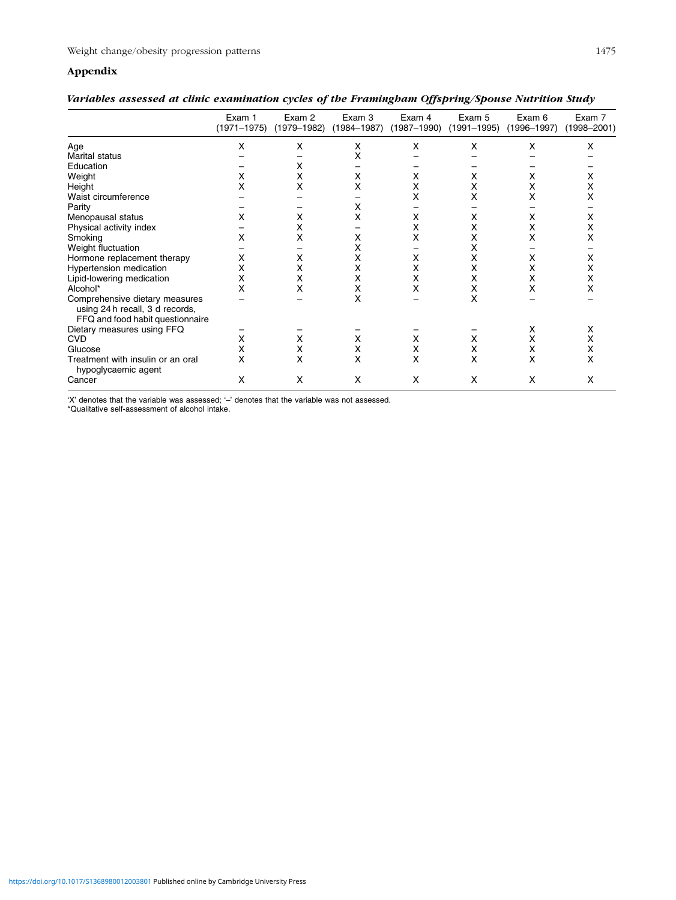## Appendix

***Variables assessed at clinic examination cycles of the Framingham Offspring/Spouse Nutrition Study***

| | Exam 1 (1971–1975) | Exam 2 (1979–1982) | Exam 3 (1984–1987) | Exam 4 (1987–1990) | Exam 5 (1991–1995) | Exam 6 (1996–1997) | Exam 7 (1998–2001) |
|---|---|---|---|---|---|---|---|
| Age | X | X | X | X | X | X | X |
| Marital status | – | – | X | – | – | – | – |
| Education | – | X | – | – | – | – | – |
| Weight | X | X | X | X | X | X | X |
| Height | X | X | X | X | X | X | X |
| Waist circumference | – | – | – | X | X | X | X |
| Parity | – | – | X | – | – | – | – |
| Menopausal status | X | X | X | X | X | X | X |
| Physical activity index | – | X | – | X | X | X | X |
| Smoking | X | X | X | X | X | X | X |
| Weight fluctuation | – | – | X | – | X | – | – |
| Hormone replacement therapy | X | X | X | X | X | X | X |
| Hypertension medication | X | X | X | X | X | X | X |
| Lipid-lowering medication | X | X | X | X | X | X | X |
| Alcohol* | X | X | X | X | X | X | X |
| Comprehensive dietary measures using 24 h recall, 3 d records, FFQ and food habit questionnaire | – | – | X | – | X | – | – |
| Dietary measures using FFQ | – | – | – | – | – | X | X |
| CVD | X | X | X | X | X | X | X |
| Glucose | X | X | X | X | X | X | X |
| Treatment with insulin or an oral hypoglycaemic agent | X | X | X | X | X | X | X |
| Cancer | X | X | X | X | X | X | X |

'X' denotes that the variable was assessed; '–' denotes that the variable was not assessed.
*Qualitative self-assessment of alcohol intake.

https://doi.org/10.1017/S1368980012003801 Published online by Cambridge University Press